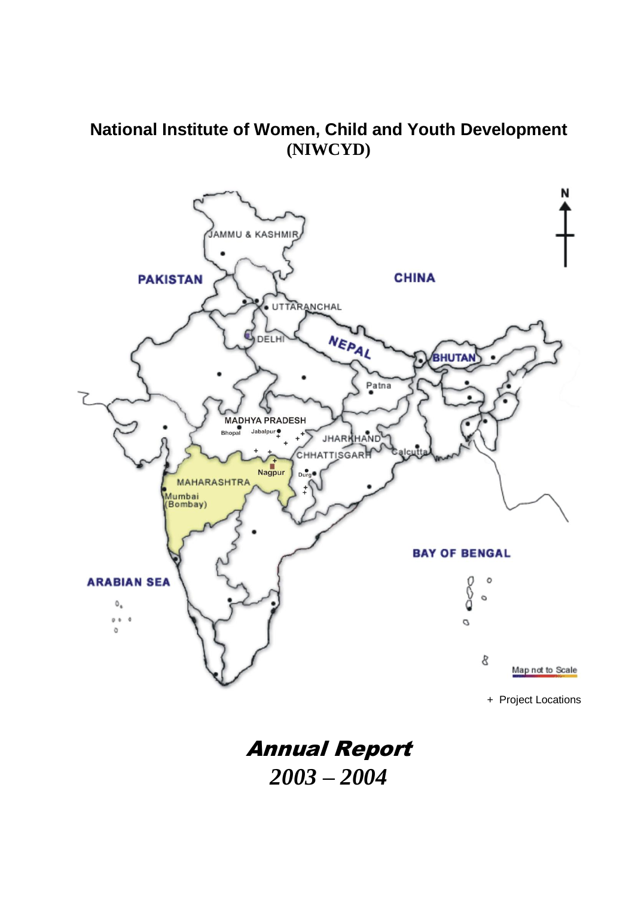# National Institute of Women, Child and Youth Development (NIWCYD)

JAMMU & KASHMIR

PAKISTAN

CHINA

UTTARANCHAL

DELHI

NEPAL

BHUTAN

Patna

MADHYA PRADESH

Bhopal

Jabalpur

JHARKHAND

CHHATTISGARH

Calcutta

Nagpur

Durg

MAHARASHTRA

Mumbai (Bombay)

BAY OF BENGAL

ARABIAN SEA

Map not to Scale

+ Project Locations

# *Annual Report*
## *2003 – 2004*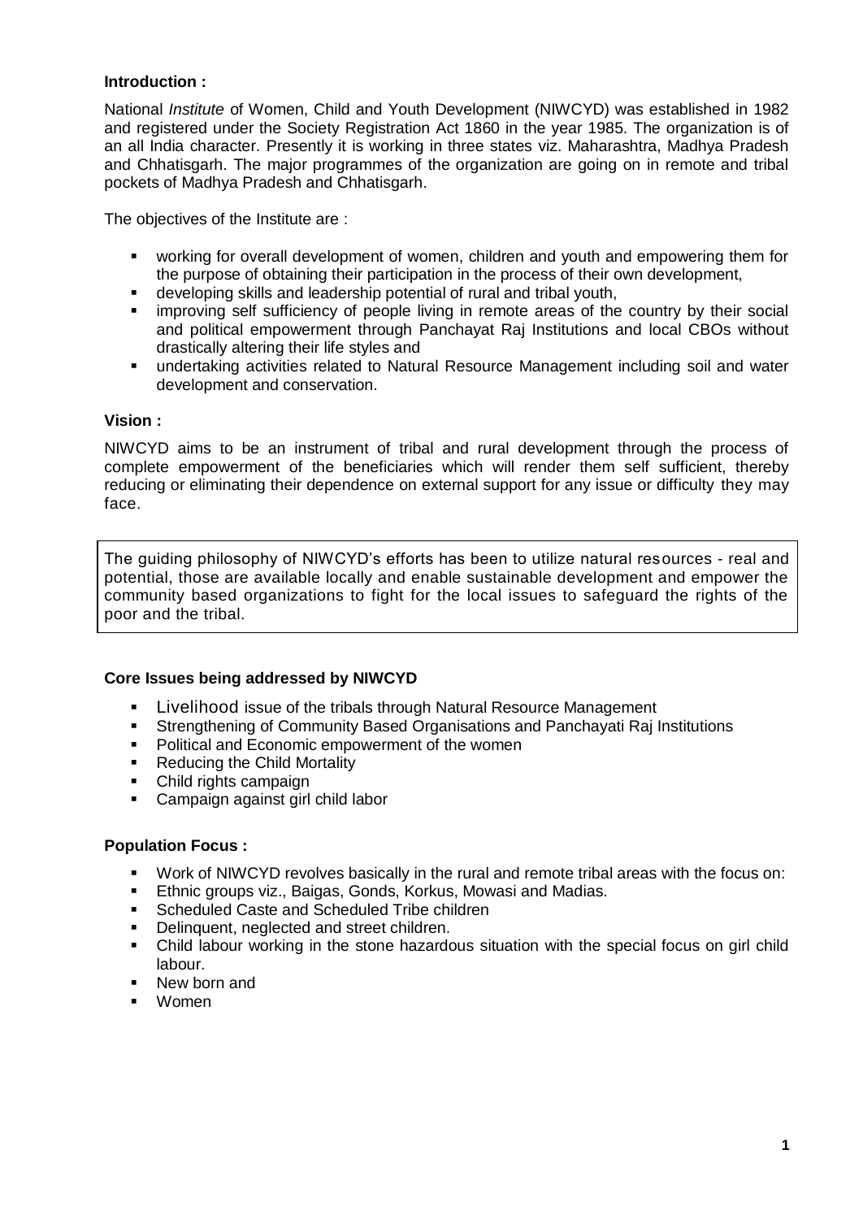**Introduction :**

National *Institute* of Women, Child and Youth Development (NIWCYD) was established in 1982 and registered under the Society Registration Act 1860 in the year 1985. The organization is of an all India character. Presently it is working in three states viz. Maharashtra, Madhya Pradesh and Chhatisgarh. The major programmes of the organization are going on in remote and tribal pockets of Madhya Pradesh and Chhatisgarh.

The objectives of the Institute are :

- working for overall development of women, children and youth and empowering them for the purpose of obtaining their participation in the process of their own development,
- developing skills and leadership potential of rural and tribal youth,
- improving self sufficiency of people living in remote areas of the country by their social and political empowerment through Panchayat Raj Institutions and local CBOs without drastically altering their life styles and
- undertaking activities related to Natural Resource Management including soil and water development and conservation.

**Vision :**

NIWCYD aims to be an instrument of tribal and rural development through the process of complete empowerment of the beneficiaries which will render them self sufficient, thereby reducing or eliminating their dependence on external support for any issue or difficulty they may face.

The guiding philosophy of NIWCYD's efforts has been to utilize natural resources - real and potential, those are available locally and enable sustainable development and empower the community based organizations to fight for the local issues to safeguard the rights of the poor and the tribal.

**Core Issues being addressed by NIWCYD**

- Livelihood issue of the tribals through Natural Resource Management
- Strengthening of Community Based Organisations and Panchayati Raj Institutions
- Political and Economic empowerment of the women
- Reducing the Child Mortality
- Child rights campaign
- Campaign against girl child labor

**Population Focus :**

- Work of NIWCYD revolves basically in the rural and remote tribal areas with the focus on:
- Ethnic groups viz., Baigas, Gonds, Korkus, Mowasi and Madias.
- Scheduled Caste and Scheduled Tribe children
- Delinquent, neglected and street children.
- Child labour working in the stone hazardous situation with the special focus on girl child labour.
- New born and
- Women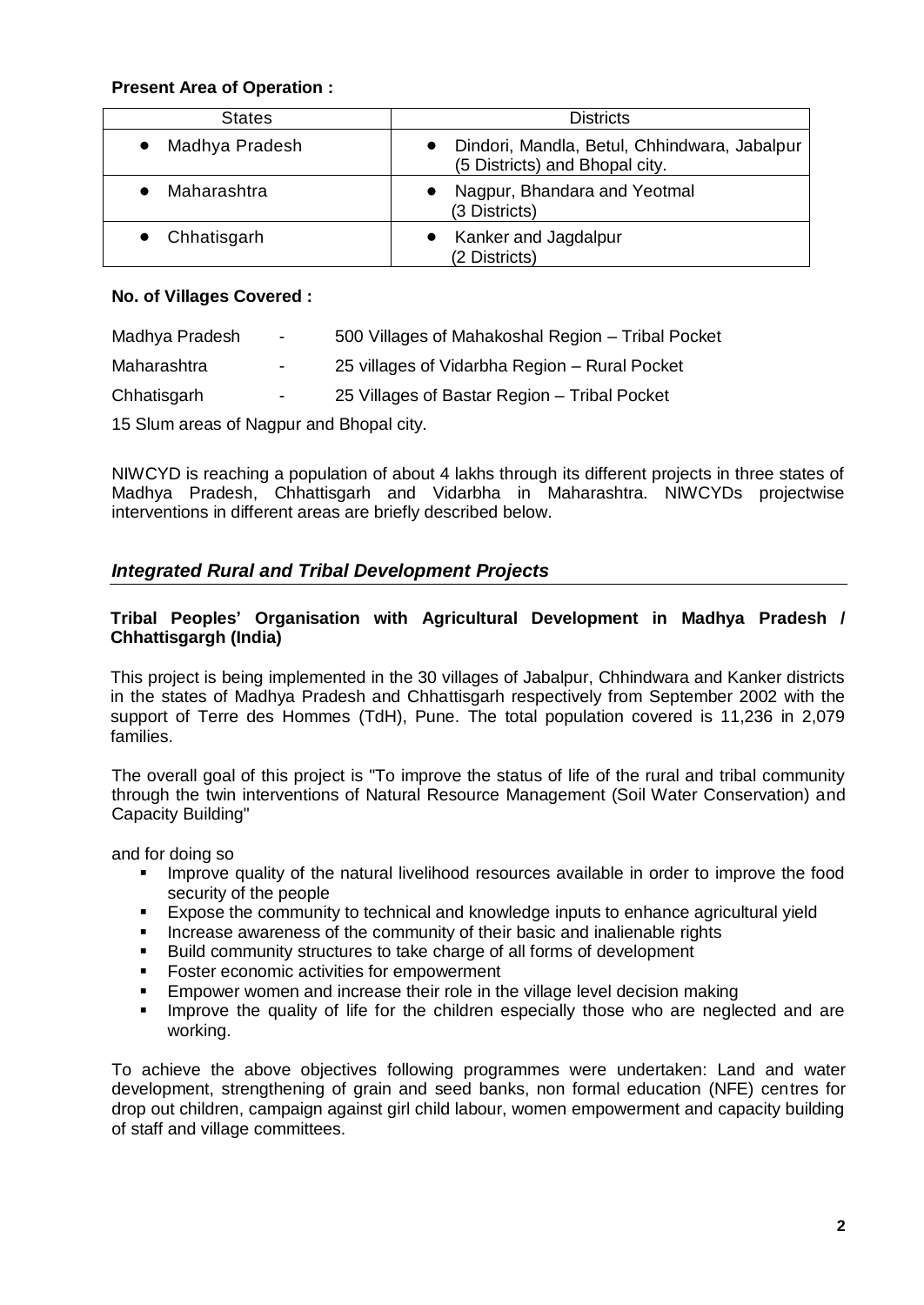**Present Area of Operation :**

| States | Districts |
|---|---|
| • Madhya Pradesh | • Dindori, Mandla, Betul, Chhindwara, Jabalpur (5 Districts) and Bhopal city. |
| • Maharashtra | • Nagpur, Bhandara and Yeotmal (3 Districts) |
| • Chhatisgarh | • Kanker and Jagdalpur (2 Districts) |

**No. of Villages Covered :**

Madhya Pradesh - 500 Villages of Mahakoshal Region – Tribal Pocket

Maharashtra - 25 villages of Vidarbha Region – Rural Pocket

Chhatisgarh - 25 Villages of Bastar Region – Tribal Pocket

15 Slum areas of Nagpur and Bhopal city.

NIWCYD is reaching a population of about 4 lakhs through its different projects in three states of Madhya Pradesh, Chhattisgarh and Vidarbha in Maharashtra. NIWCYDs projectwise interventions in different areas are briefly described below.

## *Integrated Rural and Tribal Development Projects*

**Tribal Peoples' Organisation with Agricultural Development in Madhya Pradesh / Chhattisgargh (India)**

This project is being implemented in the 30 villages of Jabalpur, Chhindwara and Kanker districts in the states of Madhya Pradesh and Chhattisgarh respectively from September 2002 with the support of Terre des Hommes (TdH), Pune. The total population covered is 11,236 in 2,079 families.

The overall goal of this project is "To improve the status of life of the rural and tribal community through the twin interventions of Natural Resource Management (Soil Water Conservation) and Capacity Building"

and for doing so

- Improve quality of the natural livelihood resources available in order to improve the food security of the people
- Expose the community to technical and knowledge inputs to enhance agricultural yield
- Increase awareness of the community of their basic and inalienable rights
- Build community structures to take charge of all forms of development
- Foster economic activities for empowerment
- Empower women and increase their role in the village level decision making
- Improve the quality of life for the children especially those who are neglected and are working.

To achieve the above objectives following programmes were undertaken: Land and water development, strengthening of grain and seed banks, non formal education (NFE) centres for drop out children, campaign against girl child labour, women empowerment and capacity building of staff and village committees.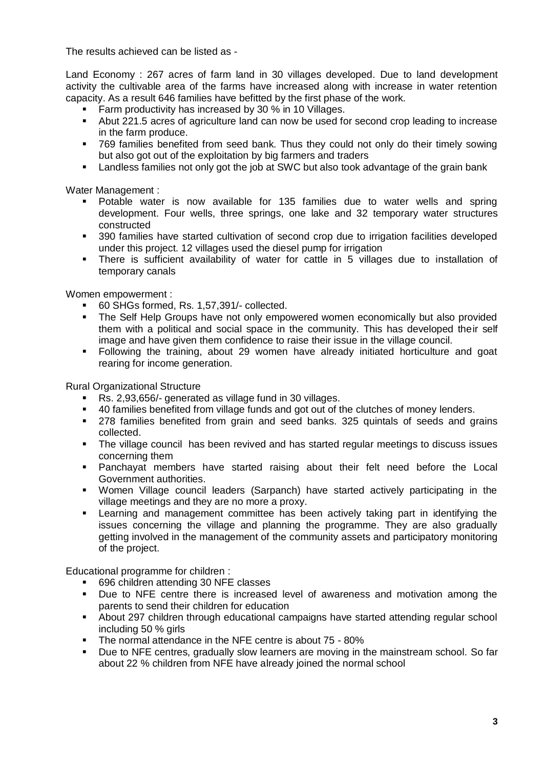The results achieved can be listed as -

Land Economy : 267 acres of farm land in 30 villages developed. Due to land development activity the cultivable area of the farms have increased along with increase in water retention capacity. As a result 646 families have befitted by the first phase of the work.

- Farm productivity has increased by 30 % in 10 Villages.
- Abut 221.5 acres of agriculture land can now be used for second crop leading to increase in the farm produce.
- 769 families benefited from seed bank. Thus they could not only do their timely sowing but also got out of the exploitation by big farmers and traders
- Landless families not only got the job at SWC but also took advantage of the grain bank

Water Management :

- Potable water is now available for 135 families due to water wells and spring development. Four wells, three springs, one lake and 32 temporary water structures constructed
- 390 families have started cultivation of second crop due to irrigation facilities developed under this project. 12 villages used the diesel pump for irrigation
- There is sufficient availability of water for cattle in 5 villages due to installation of temporary canals

Women empowerment :

- 60 SHGs formed, Rs. 1,57,391/- collected.
- The Self Help Groups have not only empowered women economically but also provided them with a political and social space in the community. This has developed their self image and have given them confidence to raise their issue in the village council.
- Following the training, about 29 women have already initiated horticulture and goat rearing for income generation.

Rural Organizational Structure

- Rs. 2,93,656/- generated as village fund in 30 villages.
- 40 families benefited from village funds and got out of the clutches of money lenders.
- 278 families benefited from grain and seed banks. 325 quintals of seeds and grains collected.
- The village council has been revived and has started regular meetings to discuss issues concerning them
- Panchayat members have started raising about their felt need before the Local Government authorities.
- Women Village council leaders (Sarpanch) have started actively participating in the village meetings and they are no more a proxy.
- Learning and management committee has been actively taking part in identifying the issues concerning the village and planning the programme. They are also gradually getting involved in the management of the community assets and participatory monitoring of the project.

Educational programme for children :

- 696 children attending 30 NFE classes
- Due to NFE centre there is increased level of awareness and motivation among the parents to send their children for education
- About 297 children through educational campaigns have started attending regular school including 50 % girls
- The normal attendance in the NFE centre is about 75 - 80%
- Due to NFE centres, gradually slow learners are moving in the mainstream school. So far about 22 % children from NFE have already joined the normal school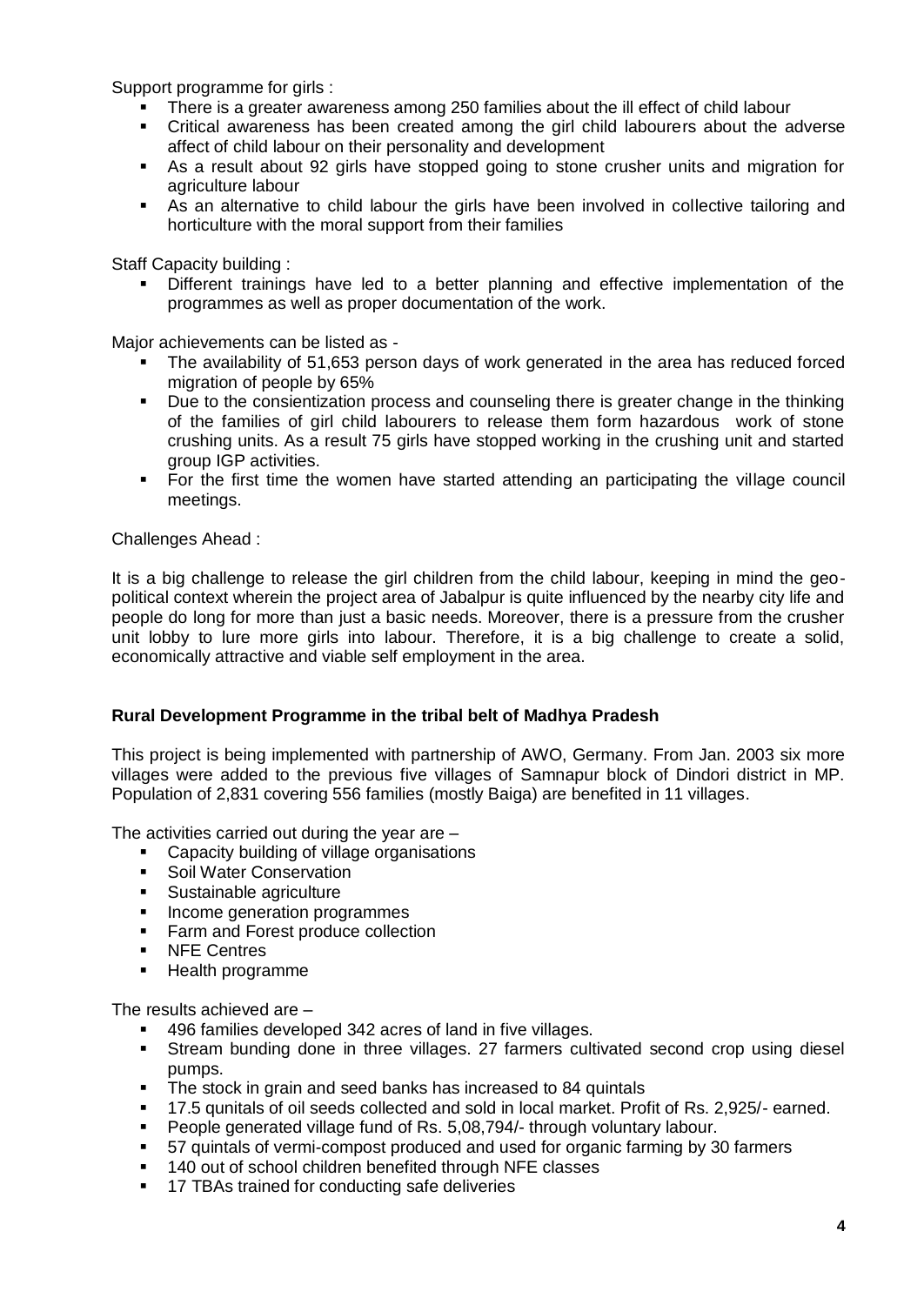Support programme for girls :

- There is a greater awareness among 250 families about the ill effect of child labour
- Critical awareness has been created among the girl child labourers about the adverse affect of child labour on their personality and development
- As a result about 92 girls have stopped going to stone crusher units and migration for agriculture labour
- As an alternative to child labour the girls have been involved in collective tailoring and horticulture with the moral support from their families

Staff Capacity building :

- Different trainings have led to a better planning and effective implementation of the programmes as well as proper documentation of the work.

Major achievements can be listed as -

- The availability of 51,653 person days of work generated in the area has reduced forced migration of people by 65%
- Due to the consientization process and counseling there is greater change in the thinking of the families of girl child labourers to release them form hazardous work of stone crushing units. As a result 75 girls have stopped working in the crushing unit and started group IGP activities.
- For the first time the women have started attending an participating the village council meetings.

Challenges Ahead :

It is a big challenge to release the girl children from the child labour, keeping in mind the geo-political context wherein the project area of Jabalpur is quite influenced by the nearby city life and people do long for more than just a basic needs. Moreover, there is a pressure from the crusher unit lobby to lure more girls into labour. Therefore, it is a big challenge to create a solid, economically attractive and viable self employment in the area.

**Rural Development Programme in the tribal belt of Madhya Pradesh**

This project is being implemented with partnership of AWO, Germany. From Jan. 2003 six more villages were added to the previous five villages of Samnapur block of Dindori district in MP. Population of 2,831 covering 556 families (mostly Baiga) are benefited in 11 villages.

The activities carried out during the year are –

- Capacity building of village organisations
- Soil Water Conservation
- Sustainable agriculture
- Income generation programmes
- Farm and Forest produce collection
- NFE Centres
- Health programme

The results achieved are –

- 496 families developed 342 acres of land in five villages.
- Stream bunding done in three villages. 27 farmers cultivated second crop using diesel pumps.
- The stock in grain and seed banks has increased to 84 quintals
- 17.5 qunitals of oil seeds collected and sold in local market. Profit of Rs. 2,925/- earned.
- People generated village fund of Rs. 5,08,794/- through voluntary labour.
- 57 quintals of vermi-compost produced and used for organic farming by 30 farmers
- 140 out of school children benefited through NFE classes
- 17 TBAs trained for conducting safe deliveries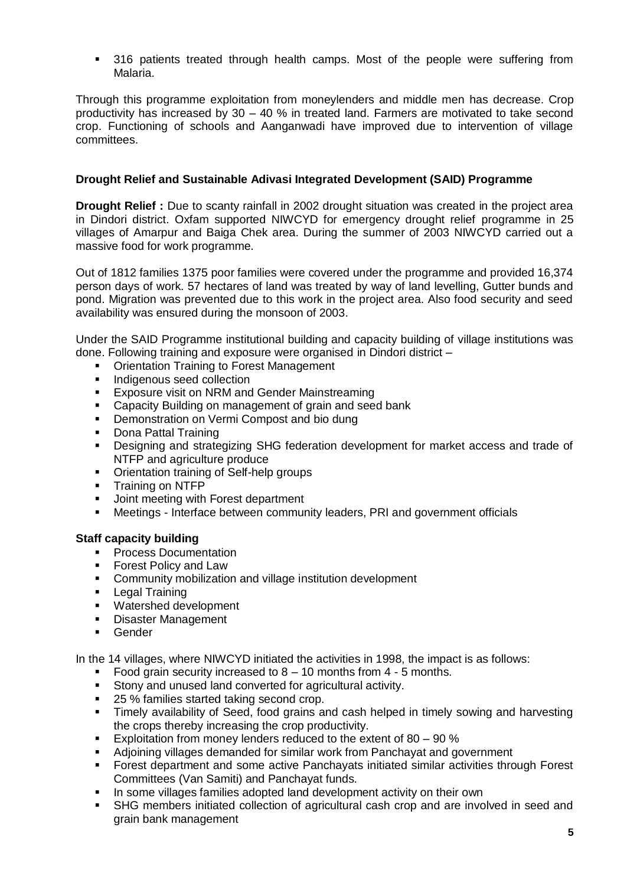- 316 patients treated through health camps. Most of the people were suffering from Malaria.

Through this programme exploitation from moneylenders and middle men has decrease. Crop productivity has increased by 30 – 40 % in treated land. Farmers are motivated to take second crop. Functioning of schools and Aanganwadi have improved due to intervention of village committees.

### Drought Relief and Sustainable Adivasi Integrated Development (SAID) Programme

**Drought Relief :** Due to scanty rainfall in 2002 drought situation was created in the project area in Dindori district. Oxfam supported NIWCYD for emergency drought relief programme in 25 villages of Amarpur and Baiga Chek area. During the summer of 2003 NIWCYD carried out a massive food for work programme.

Out of 1812 families 1375 poor families were covered under the programme and provided 16,374 person days of work. 57 hectares of land was treated by way of land levelling, Gutter bunds and pond. Migration was prevented due to this work in the project area. Also food security and seed availability was ensured during the monsoon of 2003.

Under the SAID Programme institutional building and capacity building of village institutions was done. Following training and exposure were organised in Dindori district –

- Orientation Training to Forest Management
- Indigenous seed collection
- Exposure visit on NRM and Gender Mainstreaming
- Capacity Building on management of grain and seed bank
- Demonstration on Vermi Compost and bio dung
- Dona Pattal Training
- Designing and strategizing SHG federation development for market access and trade of NTFP and agriculture produce
- Orientation training of Self-help groups
- Training on NTFP
- Joint meeting with Forest department
- Meetings - Interface between community leaders, PRI and government officials

**Staff capacity building**

- Process Documentation
- Forest Policy and Law
- Community mobilization and village institution development
- Legal Training
- Watershed development
- Disaster Management
- Gender

In the 14 villages, where NIWCYD initiated the activities in 1998, the impact is as follows:

- Food grain security increased to 8 – 10 months from 4 - 5 months.
- Stony and unused land converted for agricultural activity.
- 25 % families started taking second crop.
- Timely availability of Seed, food grains and cash helped in timely sowing and harvesting the crops thereby increasing the crop productivity.
- Exploitation from money lenders reduced to the extent of 80 – 90 %
- Adjoining villages demanded for similar work from Panchayat and government
- Forest department and some active Panchayats initiated similar activities through Forest Committees (Van Samiti) and Panchayat funds.
- In some villages families adopted land development activity on their own
- SHG members initiated collection of agricultural cash crop and are involved in seed and grain bank management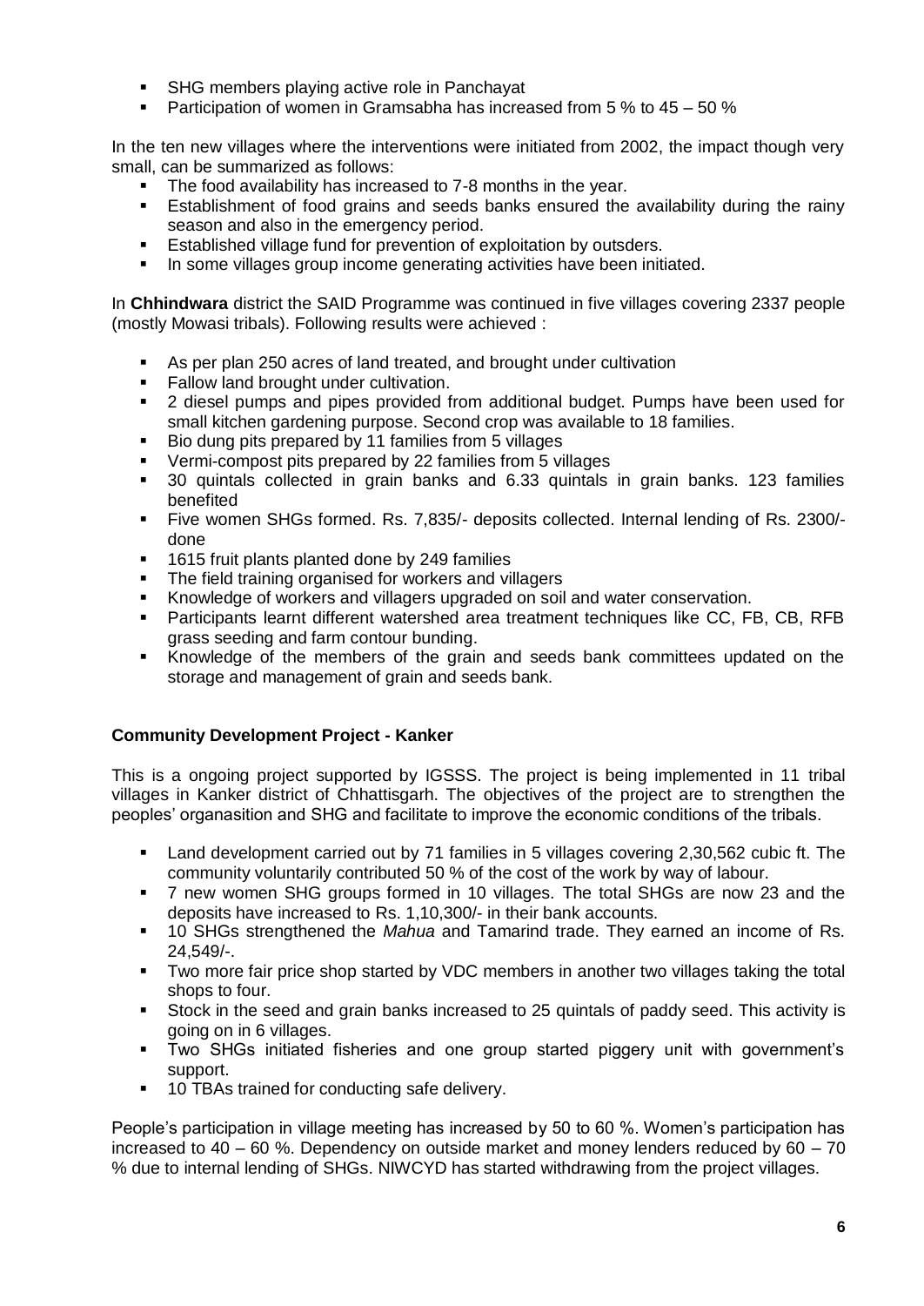- SHG members playing active role in Panchayat
- Participation of women in Gramsabha has increased from 5 % to 45 – 50 %

In the ten new villages where the interventions were initiated from 2002, the impact though very small, can be summarized as follows:

- The food availability has increased to 7-8 months in the year.
- Establishment of food grains and seeds banks ensured the availability during the rainy season and also in the emergency period.
- Established village fund for prevention of exploitation by outsders.
- In some villages group income generating activities have been initiated.

In **Chhindwara** district the SAID Programme was continued in five villages covering 2337 people (mostly Mowasi tribals). Following results were achieved :

- As per plan 250 acres of land treated, and brought under cultivation
- Fallow land brought under cultivation.
- 2 diesel pumps and pipes provided from additional budget. Pumps have been used for small kitchen gardening purpose. Second crop was available to 18 families.
- Bio dung pits prepared by 11 families from 5 villages
- Vermi-compost pits prepared by 22 families from 5 villages
- 30 quintals collected in grain banks and 6.33 quintals in grain banks. 123 families benefited
- Five women SHGs formed. Rs. 7,835/- deposits collected. Internal lending of Rs. 2300/- done
- 1615 fruit plants planted done by 249 families
- The field training organised for workers and villagers
- Knowledge of workers and villagers upgraded on soil and water conservation.
- Participants learnt different watershed area treatment techniques like CC, FB, CB, RFB grass seeding and farm contour bunding.
- Knowledge of the members of the grain and seeds bank committees updated on the storage and management of grain and seeds bank.

**Community Development Project - Kanker**

This is a ongoing project supported by IGSSS. The project is being implemented in 11 tribal villages in Kanker district of Chhattisgarh. The objectives of the project are to strengthen the peoples' organasition and SHG and facilitate to improve the economic conditions of the tribals.

- Land development carried out by 71 families in 5 villages covering 2,30,562 cubic ft. The community voluntarily contributed 50 % of the cost of the work by way of labour.
- 7 new women SHG groups formed in 10 villages. The total SHGs are now 23 and the deposits have increased to Rs. 1,10,300/- in their bank accounts.
- 10 SHGs strengthened the *Mahua* and Tamarind trade. They earned an income of Rs. 24,549/-.
- Two more fair price shop started by VDC members in another two villages taking the total shops to four.
- Stock in the seed and grain banks increased to 25 quintals of paddy seed. This activity is going on in 6 villages.
- Two SHGs initiated fisheries and one group started piggery unit with government's support.
- 10 TBAs trained for conducting safe delivery.

People's participation in village meeting has increased by 50 to 60 %. Women's participation has increased to 40 – 60 %. Dependency on outside market and money lenders reduced by 60 – 70 % due to internal lending of SHGs. NIWCYD has started withdrawing from the project villages.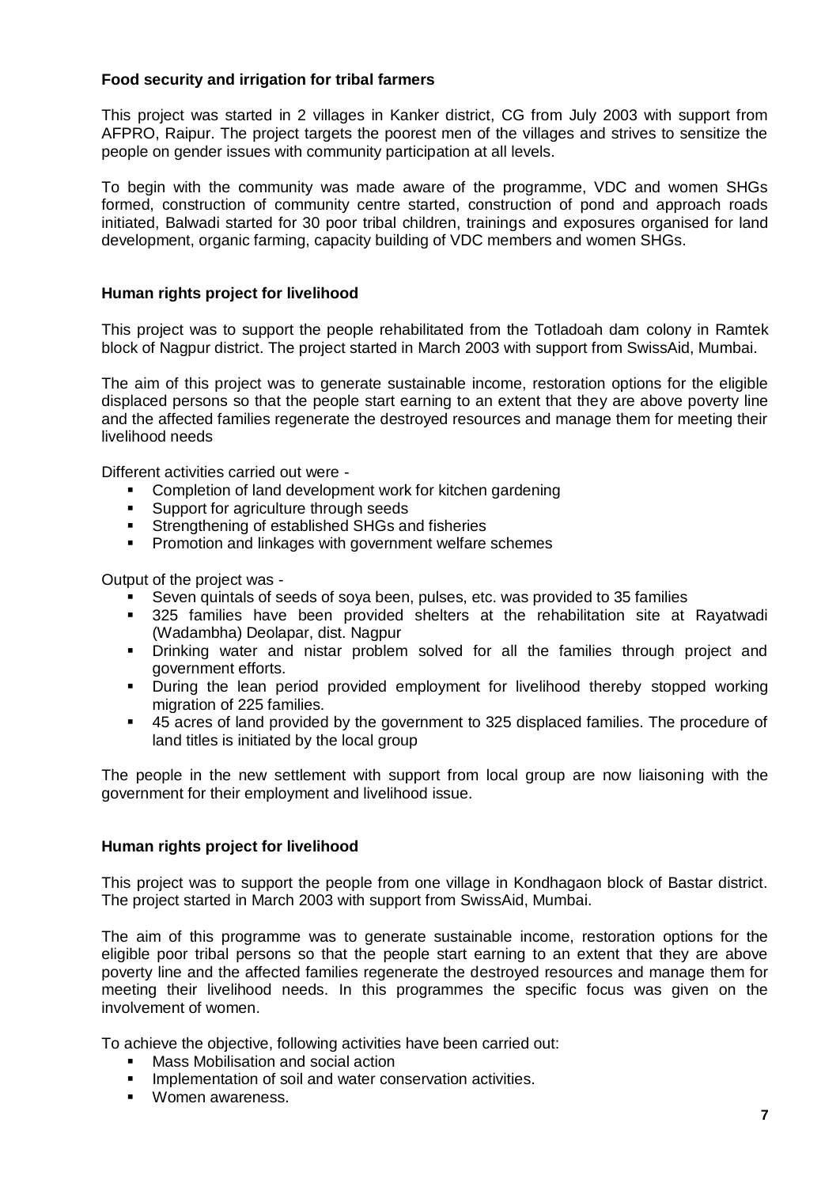### Food security and irrigation for tribal farmers

This project was started in 2 villages in Kanker district, CG from July 2003 with support from AFPRO, Raipur. The project targets the poorest men of the villages and strives to sensitize the people on gender issues with community participation at all levels.

To begin with the community was made aware of the programme, VDC and women SHGs formed, construction of community centre started, construction of pond and approach roads initiated, Balwadi started for 30 poor tribal children, trainings and exposures organised for land development, organic farming, capacity building of VDC members and women SHGs.

### Human rights project for livelihood

This project was to support the people rehabilitated from the Totladoah dam colony in Ramtek block of Nagpur district. The project started in March 2003 with support from SwissAid, Mumbai.

The aim of this project was to generate sustainable income, restoration options for the eligible displaced persons so that the people start earning to an extent that they are above poverty line and the affected families regenerate the destroyed resources and manage them for meeting their livelihood needs

Different activities carried out were -

- Completion of land development work for kitchen gardening
- Support for agriculture through seeds
- Strengthening of established SHGs and fisheries
- Promotion and linkages with government welfare schemes

Output of the project was -

- Seven quintals of seeds of soya been, pulses, etc. was provided to 35 families
- 325 families have been provided shelters at the rehabilitation site at Rayatwadi (Wadambha) Deolapar, dist. Nagpur
- Drinking water and nistar problem solved for all the families through project and government efforts.
- During the lean period provided employment for livelihood thereby stopped working migration of 225 families.
- 45 acres of land provided by the government to 325 displaced families. The procedure of land titles is initiated by the local group

The people in the new settlement with support from local group are now liaisoning with the government for their employment and livelihood issue.

### Human rights project for livelihood

This project was to support the people from one village in Kondhagaon block of Bastar district. The project started in March 2003 with support from SwissAid, Mumbai.

The aim of this programme was to generate sustainable income, restoration options for the eligible poor tribal persons so that the people start earning to an extent that they are above poverty line and the affected families regenerate the destroyed resources and manage them for meeting their livelihood needs. In this programmes the specific focus was given on the involvement of women.

To achieve the objective, following activities have been carried out:

- Mass Mobilisation and social action
- Implementation of soil and water conservation activities.
- Women awareness.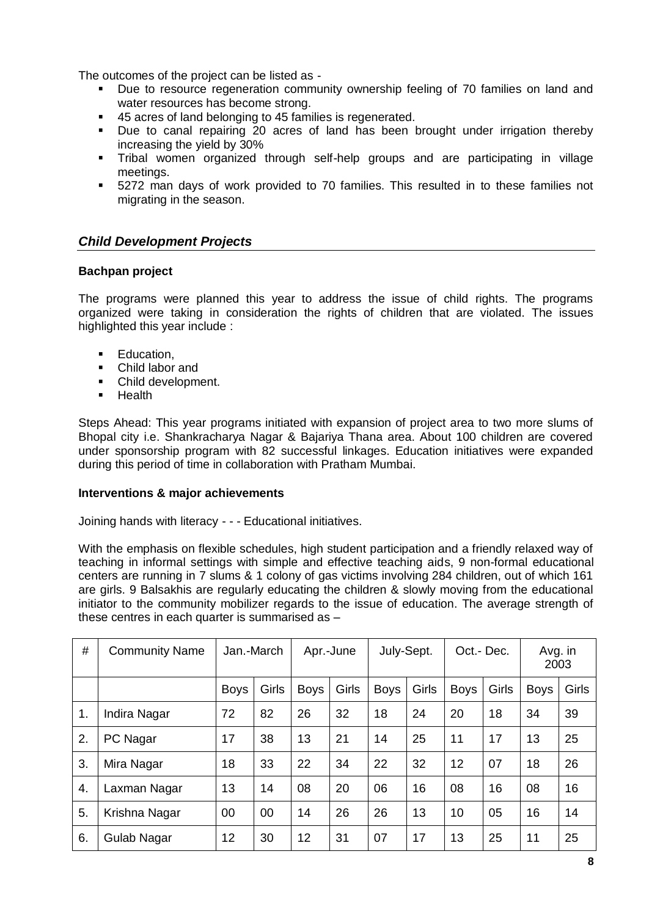The outcomes of the project can be listed as -

- Due to resource regeneration community ownership feeling of 70 families on land and water resources has become strong.
- 45 acres of land belonging to 45 families is regenerated.
- Due to canal repairing 20 acres of land has been brought under irrigation thereby increasing the yield by 30%
- Tribal women organized through self-help groups and are participating in village meetings.
- 5272 man days of work provided to 70 families. This resulted in to these families not migrating in the season.

## *Child Development Projects*

**Bachpan project**

The programs were planned this year to address the issue of child rights. The programs organized were taking in consideration the rights of children that are violated. The issues highlighted this year include :

- Education,
- Child labor and
- Child development.
- Health

Steps Ahead: This year programs initiated with expansion of project area to two more slums of Bhopal city i.e. Shankracharya Nagar & Bajariya Thana area. About 100 children are covered under sponsorship program with 82 successful linkages. Education initiatives were expanded during this period of time in collaboration with Pratham Mumbai.

**Interventions & major achievements**

Joining hands with literacy - - - Educational initiatives.

With the emphasis on flexible schedules, high student participation and a friendly relaxed way of teaching in informal settings with simple and effective teaching aids, 9 non-formal educational centers are running in 7 slums & 1 colony of gas victims involving 284 children, out of which 161 are girls. 9 Balsakhis are regularly educating the children & slowly moving from the educational initiator to the community mobilizer regards to the issue of education. The average strength of these centres in each quarter is summarised as –

| # | Community Name | Jan.-March | | Apr.-June | | July-Sept. | | Oct.- Dec. | | Avg. in 2003 | |
|---|---|---|---|---|---|---|---|---|---|---|---|
| | | Boys | Girls | Boys | Girls | Boys | Girls | Boys | Girls | Boys | Girls |
| 1. | Indira Nagar | 72 | 82 | 26 | 32 | 18 | 24 | 20 | 18 | 34 | 39 |
| 2. | PC Nagar | 17 | 38 | 13 | 21 | 14 | 25 | 11 | 17 | 13 | 25 |
| 3. | Mira Nagar | 18 | 33 | 22 | 34 | 22 | 32 | 12 | 07 | 18 | 26 |
| 4. | Laxman Nagar | 13 | 14 | 08 | 20 | 06 | 16 | 08 | 16 | 08 | 16 |
| 5. | Krishna Nagar | 00 | 00 | 14 | 26 | 26 | 13 | 10 | 05 | 16 | 14 |
| 6. | Gulab Nagar | 12 | 30 | 12 | 31 | 07 | 17 | 13 | 25 | 11 | 25 |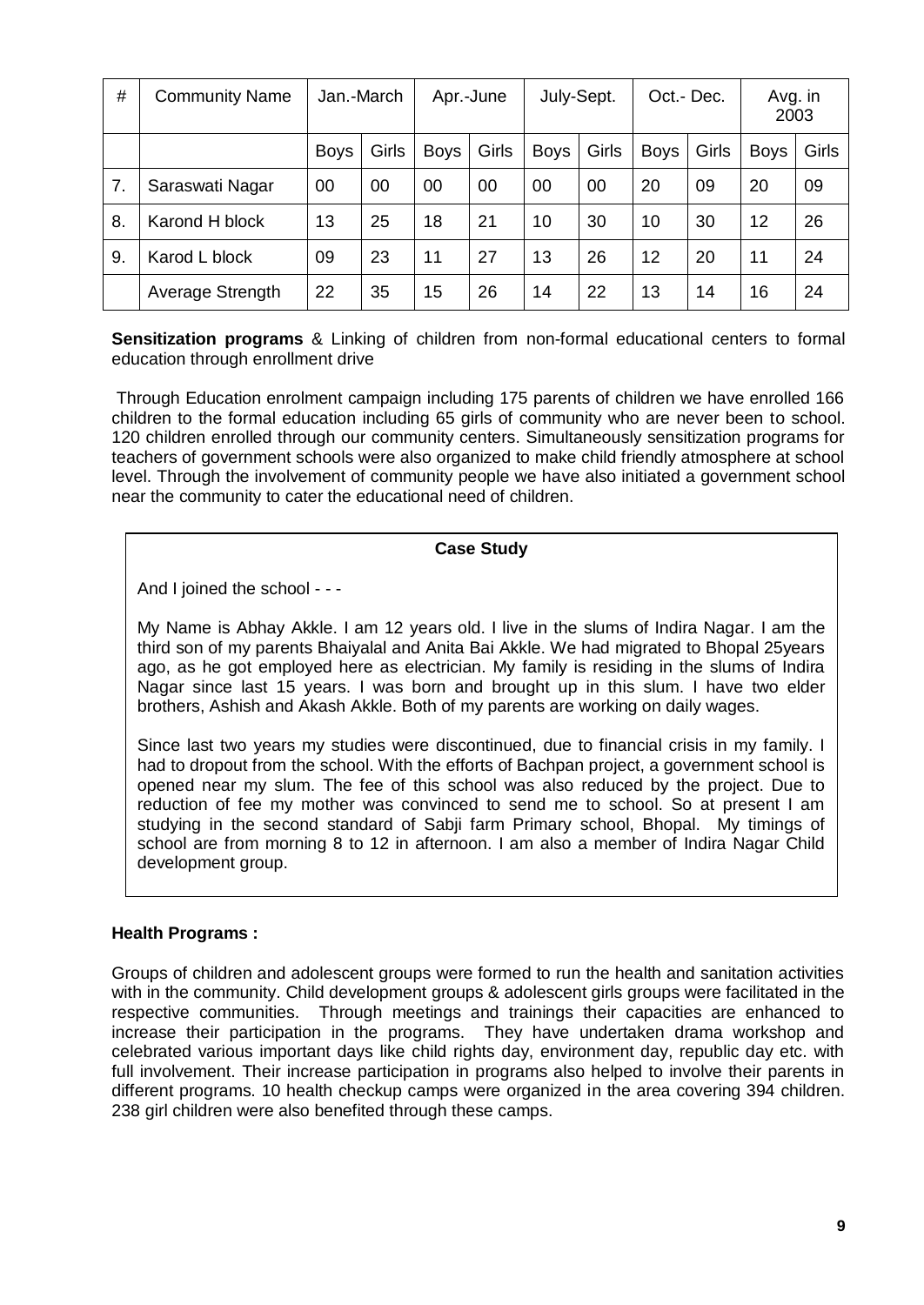| # | Community Name | Jan.-March | | Apr.-June | | July-Sept. | | Oct.- Dec. | | Avg. in 2003 | |
|---|---|---|---|---|---|---|---|---|---|---|---|
| | | Boys | Girls | Boys | Girls | Boys | Girls | Boys | Girls | Boys | Girls |
| 7. | Saraswati Nagar | 00 | 00 | 00 | 00 | 00 | 00 | 20 | 09 | 20 | 09 |
| 8. | Karond H block | 13 | 25 | 18 | 21 | 10 | 30 | 10 | 30 | 12 | 26 |
| 9. | Karod L block | 09 | 23 | 11 | 27 | 13 | 26 | 12 | 20 | 11 | 24 |
| | Average Strength | 22 | 35 | 15 | 26 | 14 | 22 | 13 | 14 | 16 | 24 |

**Sensitization programs** & Linking of children from non-formal educational centers to formal education through enrollment drive

Through Education enrolment campaign including 175 parents of children we have enrolled 166 children to the formal education including 65 girls of community who are never been to school. 120 children enrolled through our community centers. Simultaneously sensitization programs for teachers of government schools were also organized to make child friendly atmosphere at school level. Through the involvement of community people we have also initiated a government school near the community to cater the educational need of children.

**Case Study**

And I joined the school - - -

My Name is Abhay Akkle. I am 12 years old. I live in the slums of Indira Nagar. I am the third son of my parents Bhaiyalal and Anita Bai Akkle. We had migrated to Bhopal 25years ago, as he got employed here as electrician. My family is residing in the slums of Indira Nagar since last 15 years. I was born and brought up in this slum. I have two elder brothers, Ashish and Akash Akkle. Both of my parents are working on daily wages.

Since last two years my studies were discontinued, due to financial crisis in my family. I had to dropout from the school. With the efforts of Bachpan project, a government school is opened near my slum. The fee of this school was also reduced by the project. Due to reduction of fee my mother was convinced to send me to school. So at present I am studying in the second standard of Sabji farm Primary school, Bhopal. My timings of school are from morning 8 to 12 in afternoon. I am also a member of Indira Nagar Child development group.

**Health Programs :**

Groups of children and adolescent groups were formed to run the health and sanitation activities with in the community. Child development groups & adolescent girls groups were facilitated in the respective communities. Through meetings and trainings their capacities are enhanced to increase their participation in the programs. They have undertaken drama workshop and celebrated various important days like child rights day, environment day, republic day etc. with full involvement. Their increase participation in programs also helped to involve their parents in different programs. 10 health checkup camps were organized in the area covering 394 children. 238 girl children were also benefited through these camps.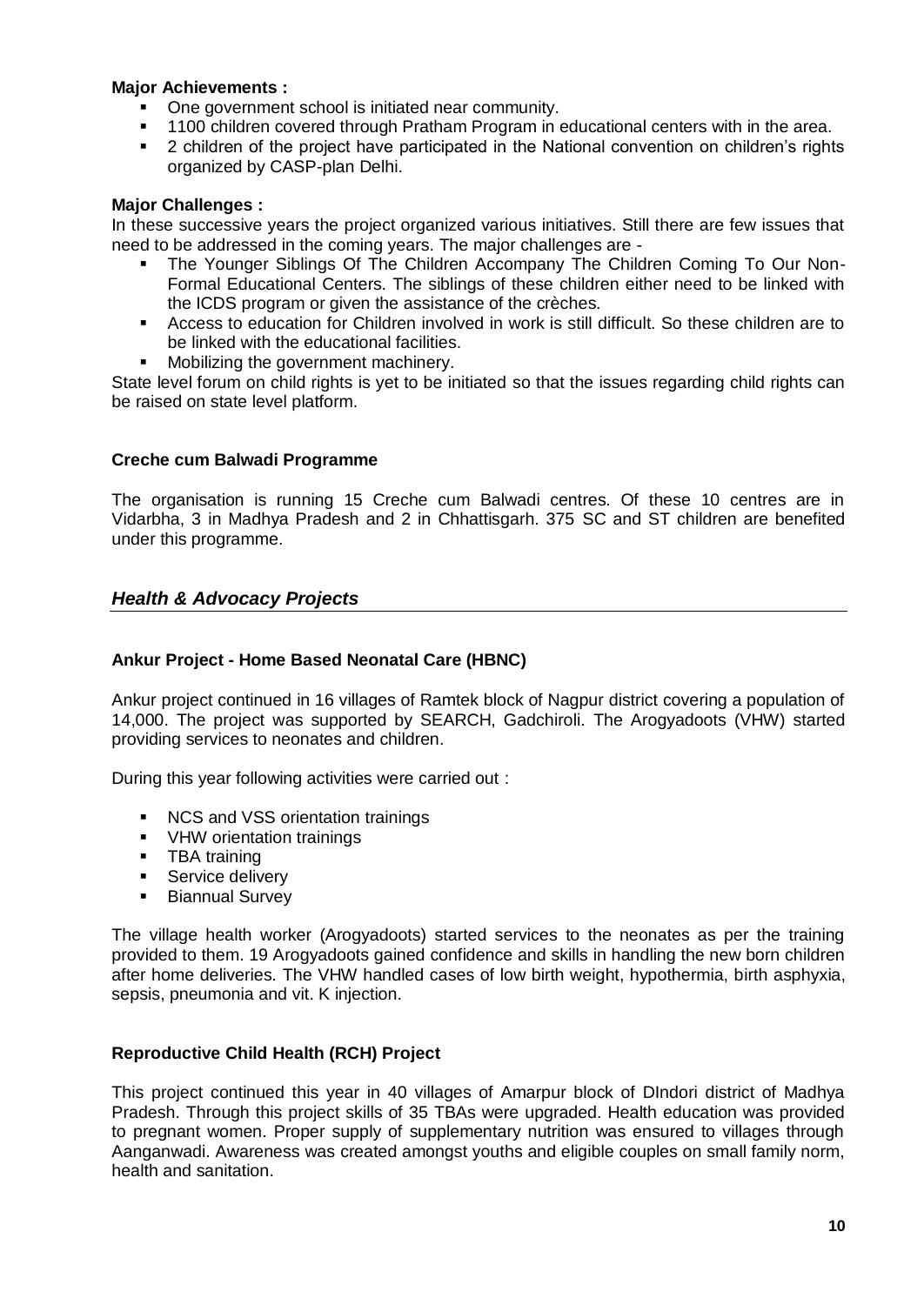**Major Achievements :**

- One government school is initiated near community.
- 1100 children covered through Pratham Program in educational centers with in the area.
- 2 children of the project have participated in the National convention on children's rights organized by CASP-plan Delhi.

**Major Challenges :**

In these successive years the project organized various initiatives. Still there are few issues that need to be addressed in the coming years. The major challenges are -

- The Younger Siblings Of The Children Accompany The Children Coming To Our Non-Formal Educational Centers. The siblings of these children either need to be linked with the ICDS program or given the assistance of the crèches.
- Access to education for Children involved in work is still difficult. So these children are to be linked with the educational facilities.
- Mobilizing the government machinery.

State level forum on child rights is yet to be initiated so that the issues regarding child rights can be raised on state level platform.

### Creche cum Balwadi Programme

The organisation is running 15 Creche cum Balwadi centres. Of these 10 centres are in Vidarbha, 3 in Madhya Pradesh and 2 in Chhattisgarh. 375 SC and ST children are benefited under this programme.

## *Health & Advocacy Projects*

### Ankur Project - Home Based Neonatal Care (HBNC)

Ankur project continued in 16 villages of Ramtek block of Nagpur district covering a population of 14,000. The project was supported by SEARCH, Gadchiroli. The Arogyadoots (VHW) started providing services to neonates and children.

During this year following activities were carried out :

- NCS and VSS orientation trainings
- VHW orientation trainings
- TBA training
- Service delivery
- Biannual Survey

The village health worker (Arogyadoots) started services to the neonates as per the training provided to them. 19 Arogyadoots gained confidence and skills in handling the new born children after home deliveries. The VHW handled cases of low birth weight, hypothermia, birth asphyxia, sepsis, pneumonia and vit. K injection.

### Reproductive Child Health (RCH) Project

This project continued this year in 40 villages of Amarpur block of DIndori district of Madhya Pradesh. Through this project skills of 35 TBAs were upgraded. Health education was provided to pregnant women. Proper supply of supplementary nutrition was ensured to villages through Aanganwadi. Awareness was created amongst youths and eligible couples on small family norm, health and sanitation.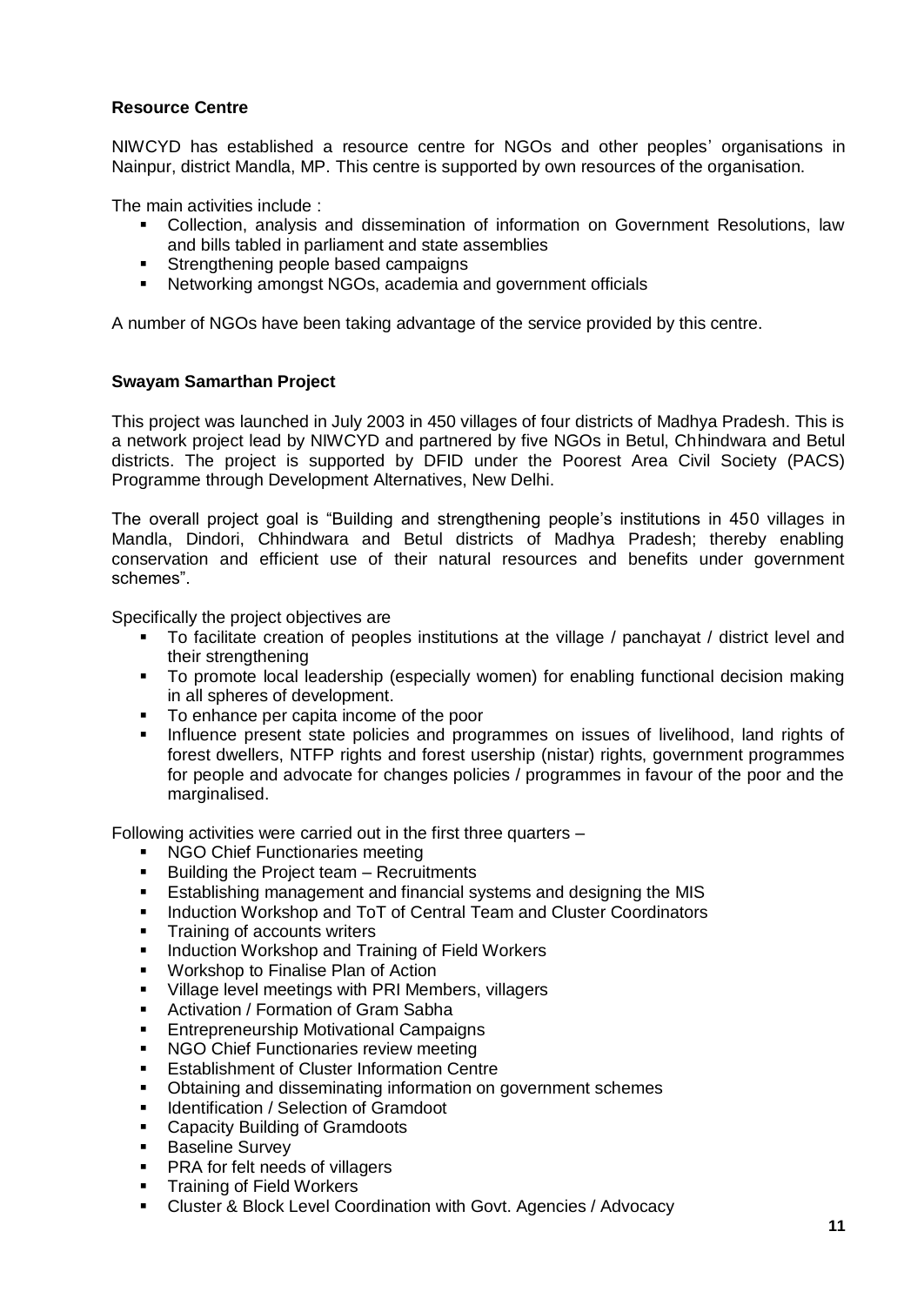**Resource Centre**

NIWCYD has established a resource centre for NGOs and other peoples' organisations in Nainpur, district Mandla, MP. This centre is supported by own resources of the organisation.

The main activities include :

- Collection, analysis and dissemination of information on Government Resolutions, law and bills tabled in parliament and state assemblies
- Strengthening people based campaigns
- Networking amongst NGOs, academia and government officials

A number of NGOs have been taking advantage of the service provided by this centre.

**Swayam Samarthan Project**

This project was launched in July 2003 in 450 villages of four districts of Madhya Pradesh. This is a network project lead by NIWCYD and partnered by five NGOs in Betul, Chhindwara and Betul districts. The project is supported by DFID under the Poorest Area Civil Society (PACS) Programme through Development Alternatives, New Delhi.

The overall project goal is "Building and strengthening people's institutions in 450 villages in Mandla, Dindori, Chhindwara and Betul districts of Madhya Pradesh; thereby enabling conservation and efficient use of their natural resources and benefits under government schemes".

Specifically the project objectives are

- To facilitate creation of peoples institutions at the village / panchayat / district level and their strengthening
- To promote local leadership (especially women) for enabling functional decision making in all spheres of development.
- To enhance per capita income of the poor
- Influence present state policies and programmes on issues of livelihood, land rights of forest dwellers, NTFP rights and forest usership (nistar) rights, government programmes for people and advocate for changes policies / programmes in favour of the poor and the marginalised.

Following activities were carried out in the first three quarters –

- NGO Chief Functionaries meeting
- Building the Project team – Recruitments
- Establishing management and financial systems and designing the MIS
- Induction Workshop and ToT of Central Team and Cluster Coordinators
- Training of accounts writers
- Induction Workshop and Training of Field Workers
- Workshop to Finalise Plan of Action
- Village level meetings with PRI Members, villagers
- Activation / Formation of Gram Sabha
- Entrepreneurship Motivational Campaigns
- NGO Chief Functionaries review meeting
- Establishment of Cluster Information Centre
- Obtaining and disseminating information on government schemes
- Identification / Selection of Gramdoot
- Capacity Building of Gramdoots
- Baseline Survey
- PRA for felt needs of villagers
- Training of Field Workers
- Cluster & Block Level Coordination with Govt. Agencies / Advocacy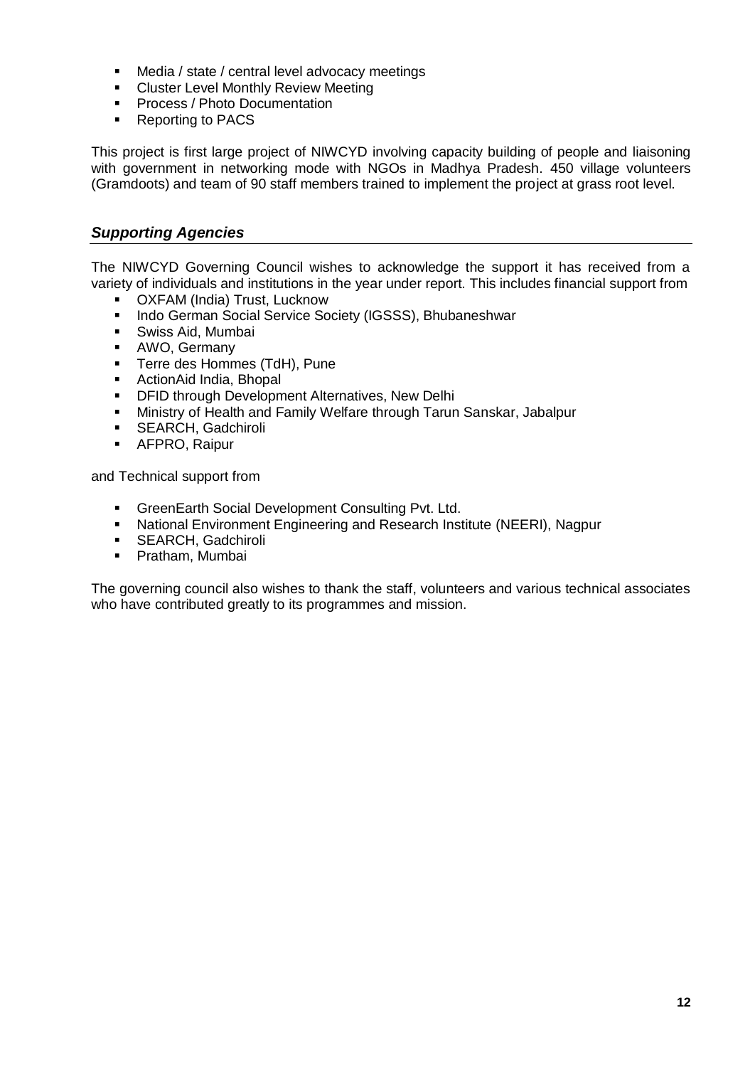- Media / state / central level advocacy meetings
- Cluster Level Monthly Review Meeting
- Process / Photo Documentation
- Reporting to PACS

This project is first large project of NIWCYD involving capacity building of people and liaisoning with government in networking mode with NGOs in Madhya Pradesh. 450 village volunteers (Gramdoots) and team of 90 staff members trained to implement the project at grass root level.

## *Supporting Agencies*

The NIWCYD Governing Council wishes to acknowledge the support it has received from a variety of individuals and institutions in the year under report. This includes financial support from

- OXFAM (India) Trust, Lucknow
- Indo German Social Service Society (IGSSS), Bhubaneshwar
- Swiss Aid, Mumbai
- AWO, Germany
- Terre des Hommes (TdH), Pune
- ActionAid India, Bhopal
- DFID through Development Alternatives, New Delhi
- Ministry of Health and Family Welfare through Tarun Sanskar, Jabalpur
- SEARCH, Gadchiroli
- AFPRO, Raipur

and Technical support from

- GreenEarth Social Development Consulting Pvt. Ltd.
- National Environment Engineering and Research Institute (NEERI), Nagpur
- SEARCH, Gadchiroli
- Pratham, Mumbai

The governing council also wishes to thank the staff, volunteers and various technical associates who have contributed greatly to its programmes and mission.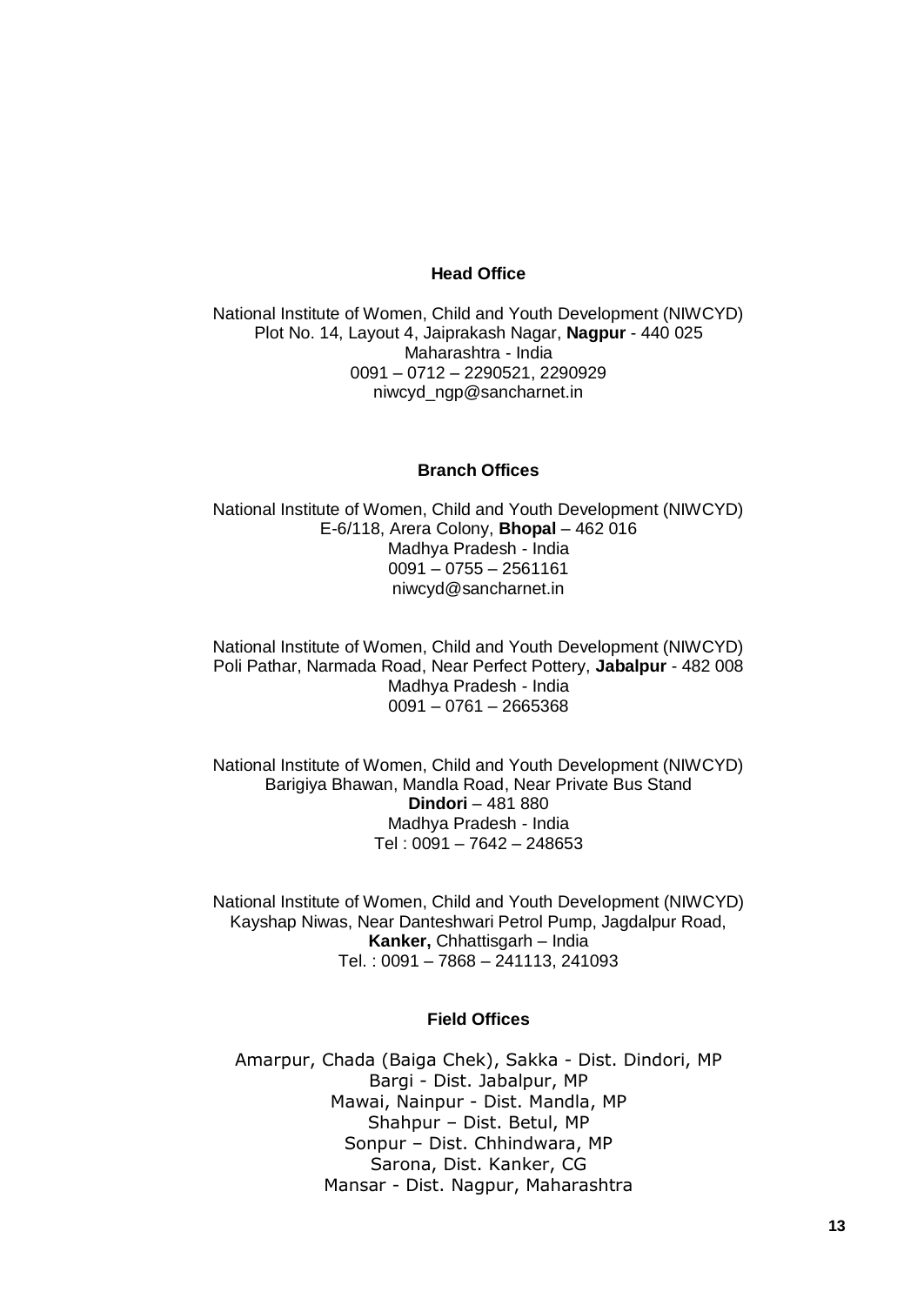## Head Office

National Institute of Women, Child and Youth Development (NIWCYD)
Plot No. 14, Layout 4, Jaiprakash Nagar, **Nagpur** - 440 025
Maharashtra - India
0091 – 0712 – 2290521, 2290929
niwcyd_ngp@sancharnet.in

## Branch Offices

National Institute of Women, Child and Youth Development (NIWCYD)
E-6/118, Arera Colony, **Bhopal** – 462 016
Madhya Pradesh - India
0091 – 0755 – 2561161
niwcyd@sancharnet.in

National Institute of Women, Child and Youth Development (NIWCYD)
Poli Pathar, Narmada Road, Near Perfect Pottery, **Jabalpur** - 482 008
Madhya Pradesh - India
0091 – 0761 – 2665368

National Institute of Women, Child and Youth Development (NIWCYD)
Barigiya Bhawan, Mandla Road, Near Private Bus Stand
**Dindori** – 481 880
Madhya Pradesh - India
Tel : 0091 – 7642 – 248653

National Institute of Women, Child and Youth Development (NIWCYD)
Kayshap Niwas, Near Danteshwari Petrol Pump, Jagdalpur Road,
**Kanker,** Chhattisgarh – India
Tel. : 0091 – 7868 – 241113, 241093

## Field Offices

Amarpur, Chada (Baiga Chek), Sakka - Dist. Dindori, MP
Bargi - Dist. Jabalpur, MP
Mawai, Nainpur - Dist. Mandla, MP
Shahpur – Dist. Betul, MP
Sonpur – Dist. Chhindwara, MP
Sarona, Dist. Kanker, CG
Mansar - Dist. Nagpur, Maharashtra